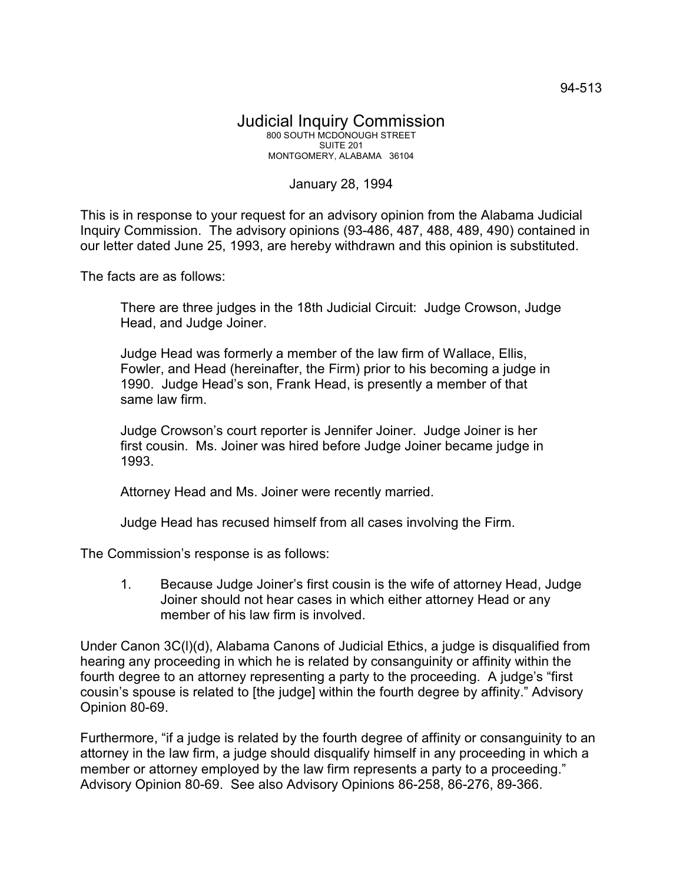94-513

# Judicial Inquiry Commission

800 SOUTH MCDONOUGH STREET
SUITE 201
MONTGOMERY, ALABAMA 36104

January 28, 1994

This is in response to your request for an advisory opinion from the Alabama Judicial Inquiry Commission. The advisory opinions (93-486, 487, 488, 489, 490) contained in our letter dated June 25, 1993, are hereby withdrawn and this opinion is substituted.

The facts are as follows:

> There are three judges in the 18th Judicial Circuit: Judge Crowson, Judge Head, and Judge Joiner.
>
> Judge Head was formerly a member of the law firm of Wallace, Ellis, Fowler, and Head (hereinafter, the Firm) prior to his becoming a judge in 1990. Judge Head's son, Frank Head, is presently a member of that same law firm.
>
> Judge Crowson's court reporter is Jennifer Joiner. Judge Joiner is her first cousin. Ms. Joiner was hired before Judge Joiner became judge in 1993.
>
> Attorney Head and Ms. Joiner were recently married.
>
> Judge Head has recused himself from all cases involving the Firm.

The Commission's response is as follows:

1. Because Judge Joiner's first cousin is the wife of attorney Head, Judge Joiner should not hear cases in which either attorney Head or any member of his law firm is involved.

Under Canon 3C(l)(d), Alabama Canons of Judicial Ethics, a judge is disqualified from hearing any proceeding in which he is related by consanguinity or affinity within the fourth degree to an attorney representing a party to the proceeding. A judge's "first cousin's spouse is related to [the judge] within the fourth degree by affinity." Advisory Opinion 80-69.

Furthermore, "if a judge is related by the fourth degree of affinity or consanguinity to an attorney in the law firm, a judge should disqualify himself in any proceeding in which a member or attorney employed by the law firm represents a party to a proceeding." Advisory Opinion 80-69. See also Advisory Opinions 86-258, 86-276, 89-366.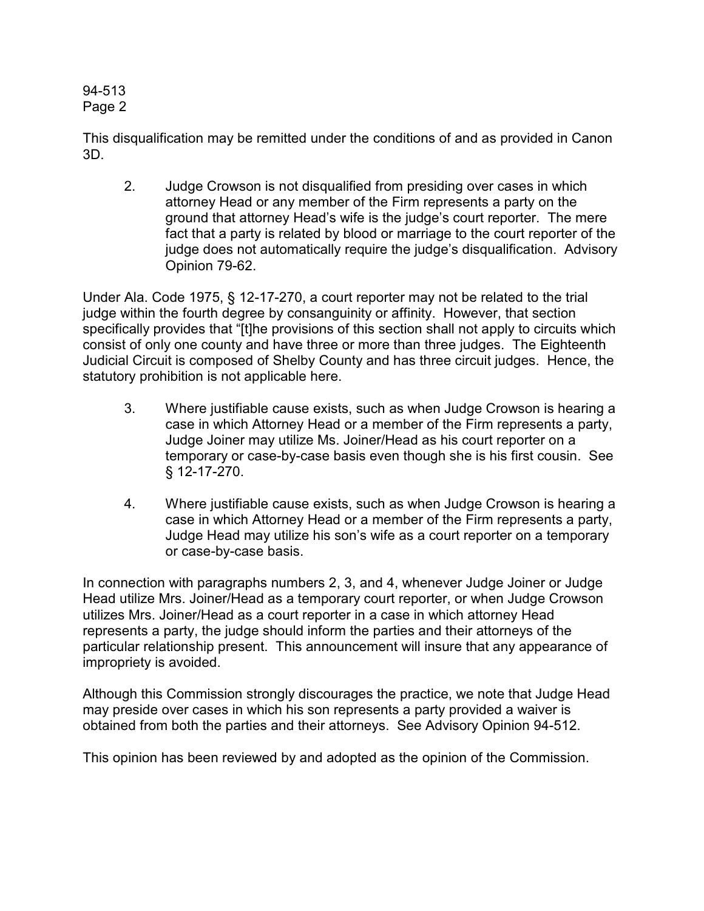This disqualification may be remitted under the conditions of and as provided in Canon 3D.

2. Judge Crowson is not disqualified from presiding over cases in which attorney Head or any member of the Firm represents a party on the ground that attorney Head's wife is the judge's court reporter. The mere fact that a party is related by blood or marriage to the court reporter of the judge does not automatically require the judge's disqualification. Advisory Opinion 79-62.

Under Ala. Code 1975, § 12-17-270, a court reporter may not be related to the trial judge within the fourth degree by consanguinity or affinity. However, that section specifically provides that "[t]he provisions of this section shall not apply to circuits which consist of only one county and have three or more than three judges. The Eighteenth Judicial Circuit is composed of Shelby County and has three circuit judges. Hence, the statutory prohibition is not applicable here.

3. Where justifiable cause exists, such as when Judge Crowson is hearing a case in which Attorney Head or a member of the Firm represents a party, Judge Joiner may utilize Ms. Joiner/Head as his court reporter on a temporary or case-by-case basis even though she is his first cousin. See § 12-17-270.

4. Where justifiable cause exists, such as when Judge Crowson is hearing a case in which Attorney Head or a member of the Firm represents a party, Judge Head may utilize his son's wife as a court reporter on a temporary or case-by-case basis.

In connection with paragraphs numbers 2, 3, and 4, whenever Judge Joiner or Judge Head utilize Mrs. Joiner/Head as a temporary court reporter, or when Judge Crowson utilizes Mrs. Joiner/Head as a court reporter in a case in which attorney Head represents a party, the judge should inform the parties and their attorneys of the particular relationship present. This announcement will insure that any appearance of impropriety is avoided.

Although this Commission strongly discourages the practice, we note that Judge Head may preside over cases in which his son represents a party provided a waiver is obtained from both the parties and their attorneys. See Advisory Opinion 94-512.

This opinion has been reviewed by and adopted as the opinion of the Commission.